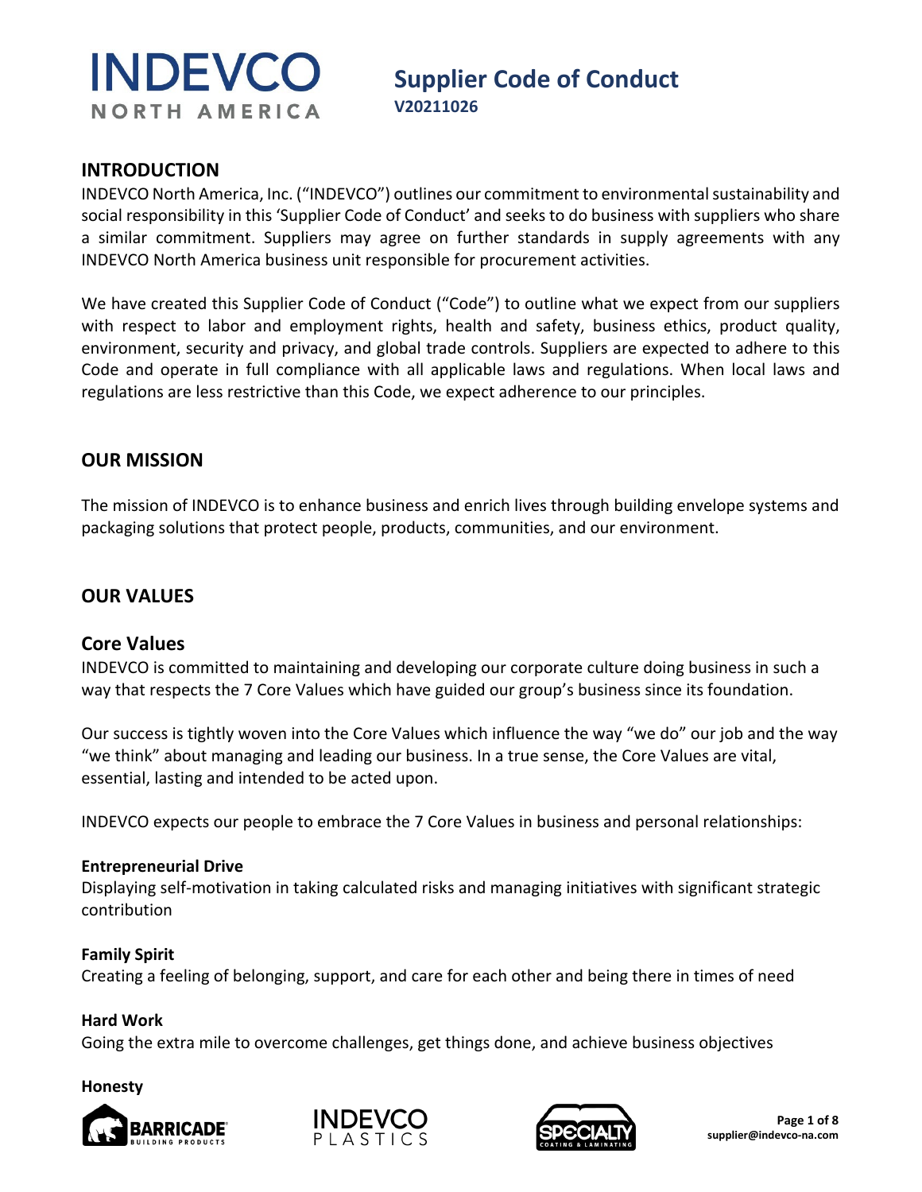# Supplier Code of Conduct

**V20211026**

## INTRODUCTION

INDEVCO North America, Inc. ("INDEVCO") outlines our commitment to environmental sustainability and social responsibility in this 'Supplier Code of Conduct' and seeks to do business with suppliers who share a similar commitment. Suppliers may agree on further standards in supply agreements with any INDEVCO North America business unit responsible for procurement activities.

We have created this Supplier Code of Conduct ("Code") to outline what we expect from our suppliers with respect to labor and employment rights, health and safety, business ethics, product quality, environment, security and privacy, and global trade controls. Suppliers are expected to adhere to this Code and operate in full compliance with all applicable laws and regulations. When local laws and regulations are less restrictive than this Code, we expect adherence to our principles.

## OUR MISSION

The mission of INDEVCO is to enhance business and enrich lives through building envelope systems and packaging solutions that protect people, products, communities, and our environment.

## OUR VALUES

### Core Values

INDEVCO is committed to maintaining and developing our corporate culture doing business in such a way that respects the 7 Core Values which have guided our group's business since its foundation.

Our success is tightly woven into the Core Values which influence the way "we do" our job and the way "we think" about managing and leading our business. In a true sense, the Core Values are vital, essential, lasting and intended to be acted upon.

INDEVCO expects our people to embrace the 7 Core Values in business and personal relationships:

**Entrepreneurial Drive**
Displaying self-motivation in taking calculated risks and managing initiatives with significant strategic contribution

**Family Spirit**
Creating a feeling of belonging, support, and care for each other and being there in times of need

**Hard Work**
Going the extra mile to overcome challenges, get things done, and achieve business objectives

**Honesty**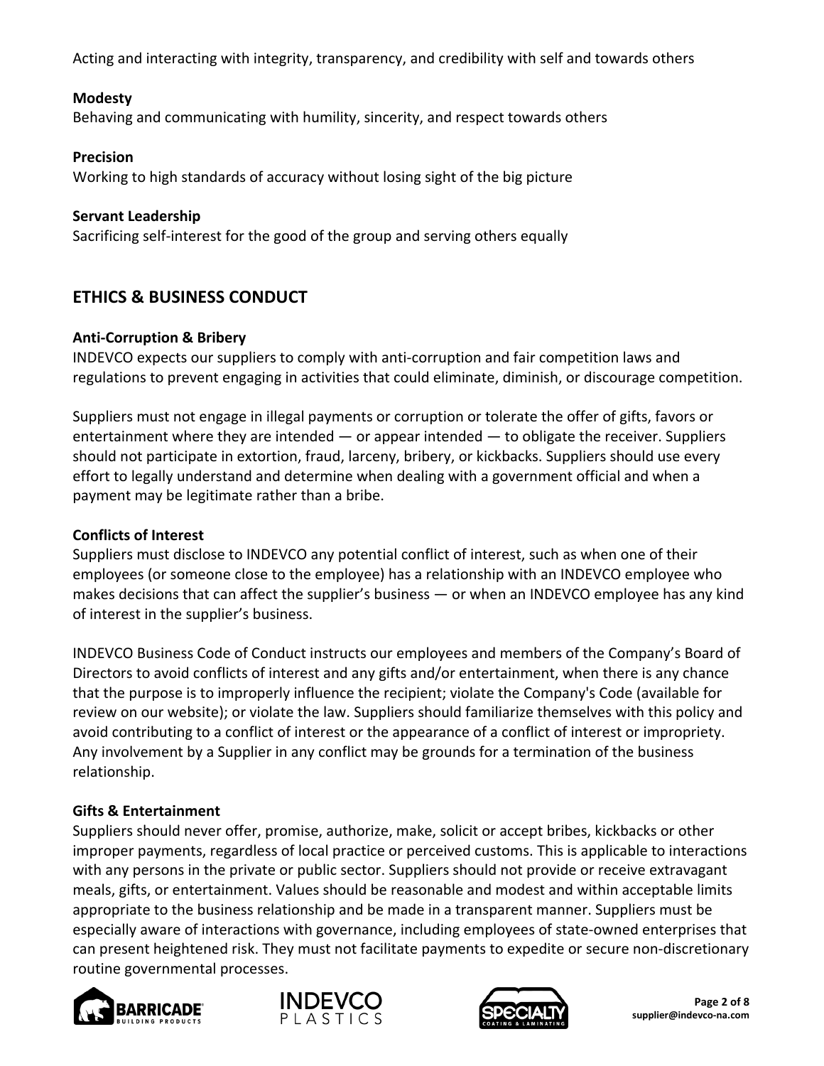Acting and interacting with integrity, transparency, and credibility with self and towards others

**Modesty**
Behaving and communicating with humility, sincerity, and respect towards others

**Precision**
Working to high standards of accuracy without losing sight of the big picture

**Servant Leadership**
Sacrificing self-interest for the good of the group and serving others equally

## ETHICS & BUSINESS CONDUCT

**Anti-Corruption & Bribery**
INDEVCO expects our suppliers to comply with anti-corruption and fair competition laws and regulations to prevent engaging in activities that could eliminate, diminish, or discourage competition.

Suppliers must not engage in illegal payments or corruption or tolerate the offer of gifts, favors or entertainment where they are intended — or appear intended — to obligate the receiver. Suppliers should not participate in extortion, fraud, larceny, bribery, or kickbacks. Suppliers should use every effort to legally understand and determine when dealing with a government official and when a payment may be legitimate rather than a bribe.

**Conflicts of Interest**
Suppliers must disclose to INDEVCO any potential conflict of interest, such as when one of their employees (or someone close to the employee) has a relationship with an INDEVCO employee who makes decisions that can affect the supplier's business — or when an INDEVCO employee has any kind of interest in the supplier's business.

INDEVCO Business Code of Conduct instructs our employees and members of the Company's Board of Directors to avoid conflicts of interest and any gifts and/or entertainment, when there is any chance that the purpose is to improperly influence the recipient; violate the Company's Code (available for review on our website); or violate the law. Suppliers should familiarize themselves with this policy and avoid contributing to a conflict of interest or the appearance of a conflict of interest or impropriety. Any involvement by a Supplier in any conflict may be grounds for a termination of the business relationship.

**Gifts & Entertainment**
Suppliers should never offer, promise, authorize, make, solicit or accept bribes, kickbacks or other improper payments, regardless of local practice or perceived customs. This is applicable to interactions with any persons in the private or public sector. Suppliers should not provide or receive extravagant meals, gifts, or entertainment. Values should be reasonable and modest and within acceptable limits appropriate to the business relationship and be made in a transparent manner. Suppliers must be especially aware of interactions with governance, including employees of state-owned enterprises that can present heightened risk. They must not facilitate payments to expedite or secure non-discretionary routine governmental processes.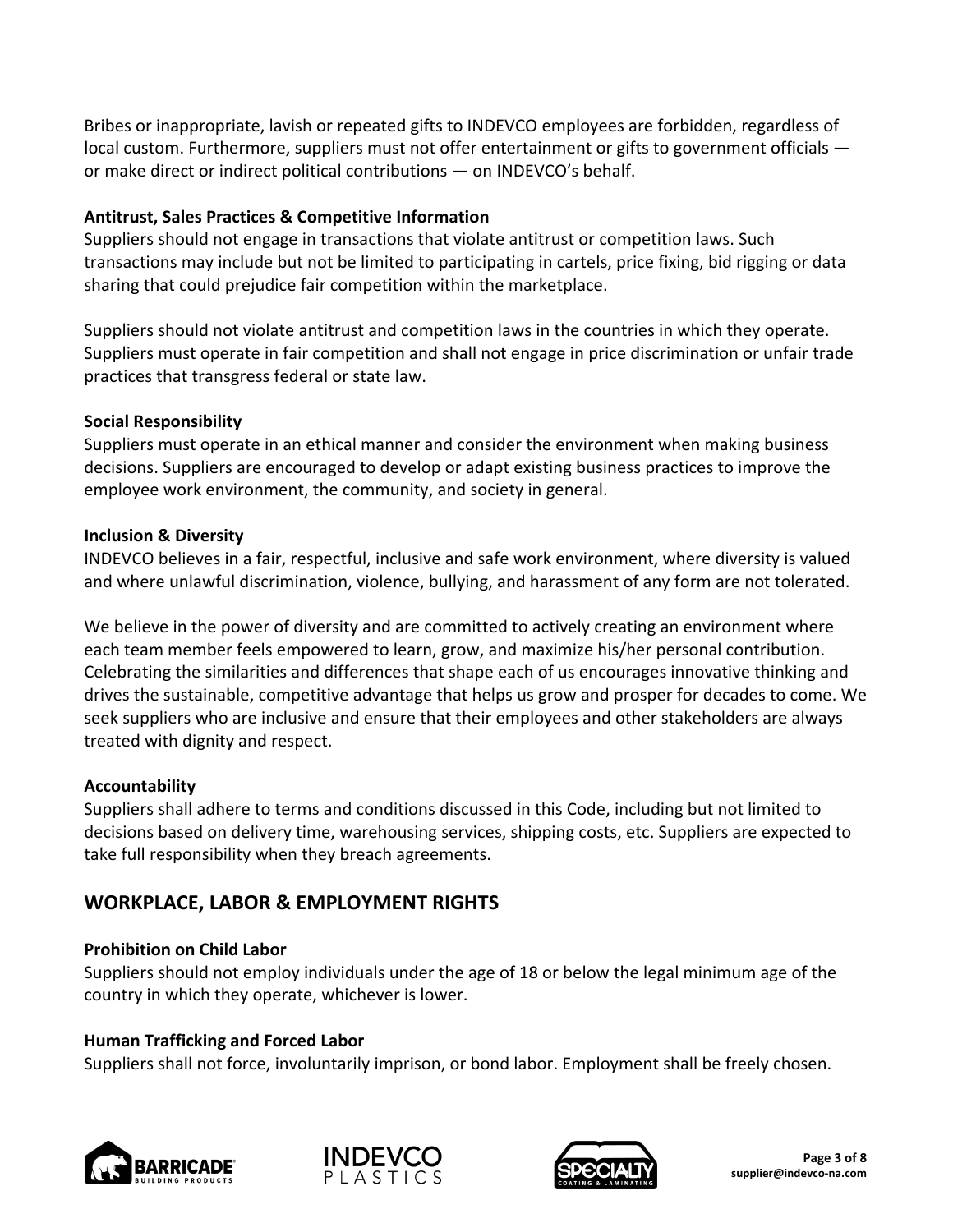Bribes or inappropriate, lavish or repeated gifts to INDEVCO employees are forbidden, regardless of local custom. Furthermore, suppliers must not offer entertainment or gifts to government officials — or make direct or indirect political contributions — on INDEVCO's behalf.

**Antitrust, Sales Practices & Competitive Information**

Suppliers should not engage in transactions that violate antitrust or competition laws. Such transactions may include but not be limited to participating in cartels, price fixing, bid rigging or data sharing that could prejudice fair competition within the marketplace.

Suppliers should not violate antitrust and competition laws in the countries in which they operate. Suppliers must operate in fair competition and shall not engage in price discrimination or unfair trade practices that transgress federal or state law.

**Social Responsibility**

Suppliers must operate in an ethical manner and consider the environment when making business decisions. Suppliers are encouraged to develop or adapt existing business practices to improve the employee work environment, the community, and society in general.

**Inclusion & Diversity**

INDEVCO believes in a fair, respectful, inclusive and safe work environment, where diversity is valued and where unlawful discrimination, violence, bullying, and harassment of any form are not tolerated.

We believe in the power of diversity and are committed to actively creating an environment where each team member feels empowered to learn, grow, and maximize his/her personal contribution. Celebrating the similarities and differences that shape each of us encourages innovative thinking and drives the sustainable, competitive advantage that helps us grow and prosper for decades to come. We seek suppliers who are inclusive and ensure that their employees and other stakeholders are always treated with dignity and respect.

**Accountability**

Suppliers shall adhere to terms and conditions discussed in this Code, including but not limited to decisions based on delivery time, warehousing services, shipping costs, etc. Suppliers are expected to take full responsibility when they breach agreements.

## WORKPLACE, LABOR & EMPLOYMENT RIGHTS

**Prohibition on Child Labor**

Suppliers should not employ individuals under the age of 18 or below the legal minimum age of the country in which they operate, whichever is lower.

**Human Trafficking and Forced Labor**

Suppliers shall not force, involuntarily imprison, or bond labor. Employment shall be freely chosen.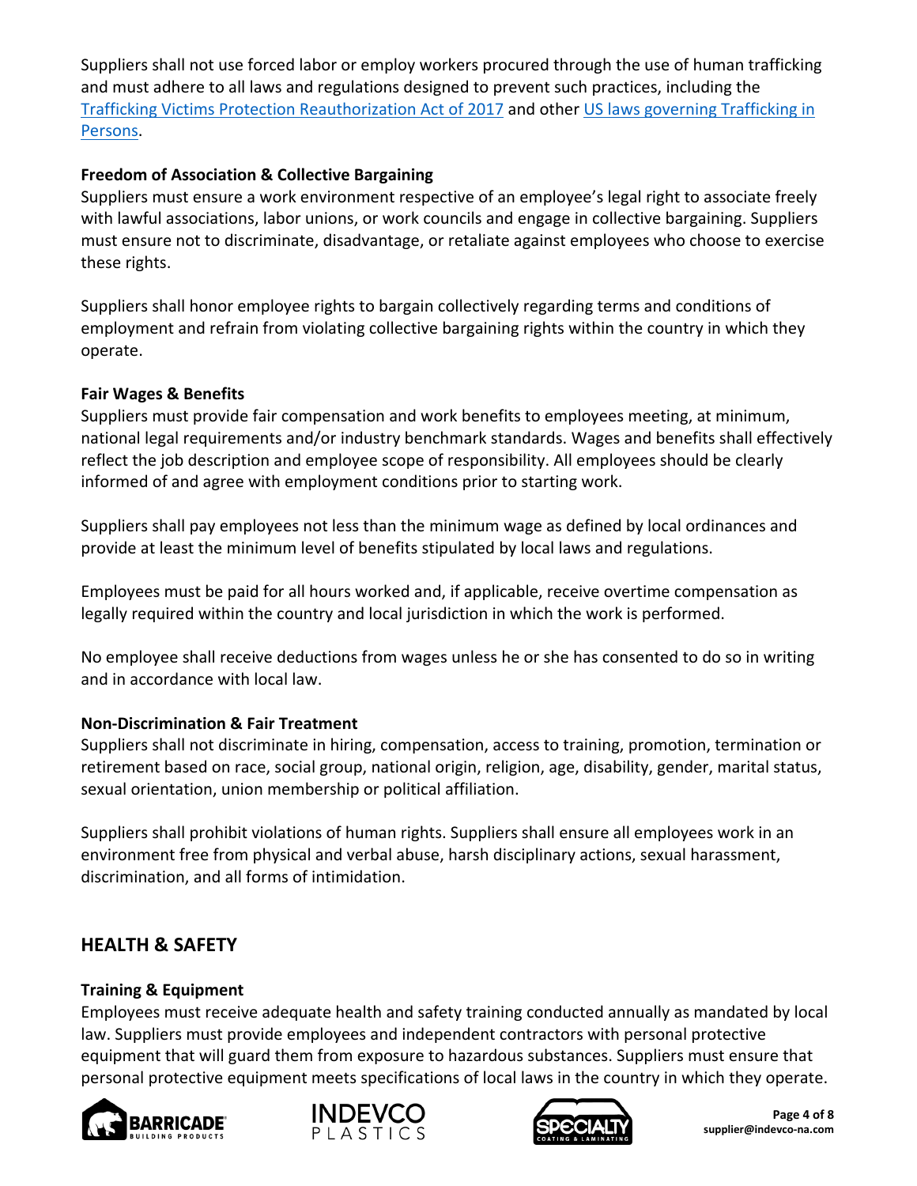Suppliers shall not use forced labor or employ workers procured through the use of human trafficking and must adhere to all laws and regulations designed to prevent such practices, including the [Trafficking Victims Protection Reauthorization Act of 2017]() and other [US laws governing Trafficking in Persons]().

**Freedom of Association & Collective Bargaining**

Suppliers must ensure a work environment respective of an employee's legal right to associate freely with lawful associations, labor unions, or work councils and engage in collective bargaining. Suppliers must ensure not to discriminate, disadvantage, or retaliate against employees who choose to exercise these rights.

Suppliers shall honor employee rights to bargain collectively regarding terms and conditions of employment and refrain from violating collective bargaining rights within the country in which they operate.

**Fair Wages & Benefits**

Suppliers must provide fair compensation and work benefits to employees meeting, at minimum, national legal requirements and/or industry benchmark standards. Wages and benefits shall effectively reflect the job description and employee scope of responsibility. All employees should be clearly informed of and agree with employment conditions prior to starting work.

Suppliers shall pay employees not less than the minimum wage as defined by local ordinances and provide at least the minimum level of benefits stipulated by local laws and regulations.

Employees must be paid for all hours worked and, if applicable, receive overtime compensation as legally required within the country and local jurisdiction in which the work is performed.

No employee shall receive deductions from wages unless he or she has consented to do so in writing and in accordance with local law.

**Non-Discrimination & Fair Treatment**

Suppliers shall not discriminate in hiring, compensation, access to training, promotion, termination or retirement based on race, social group, national origin, religion, age, disability, gender, marital status, sexual orientation, union membership or political affiliation.

Suppliers shall prohibit violations of human rights. Suppliers shall ensure all employees work in an environment free from physical and verbal abuse, harsh disciplinary actions, sexual harassment, discrimination, and all forms of intimidation.

## HEALTH & SAFETY

**Training & Equipment**

Employees must receive adequate health and safety training conducted annually as mandated by local law. Suppliers must provide employees and independent contractors with personal protective equipment that will guard them from exposure to hazardous substances. Suppliers must ensure that personal protective equipment meets specifications of local laws in the country in which they operate.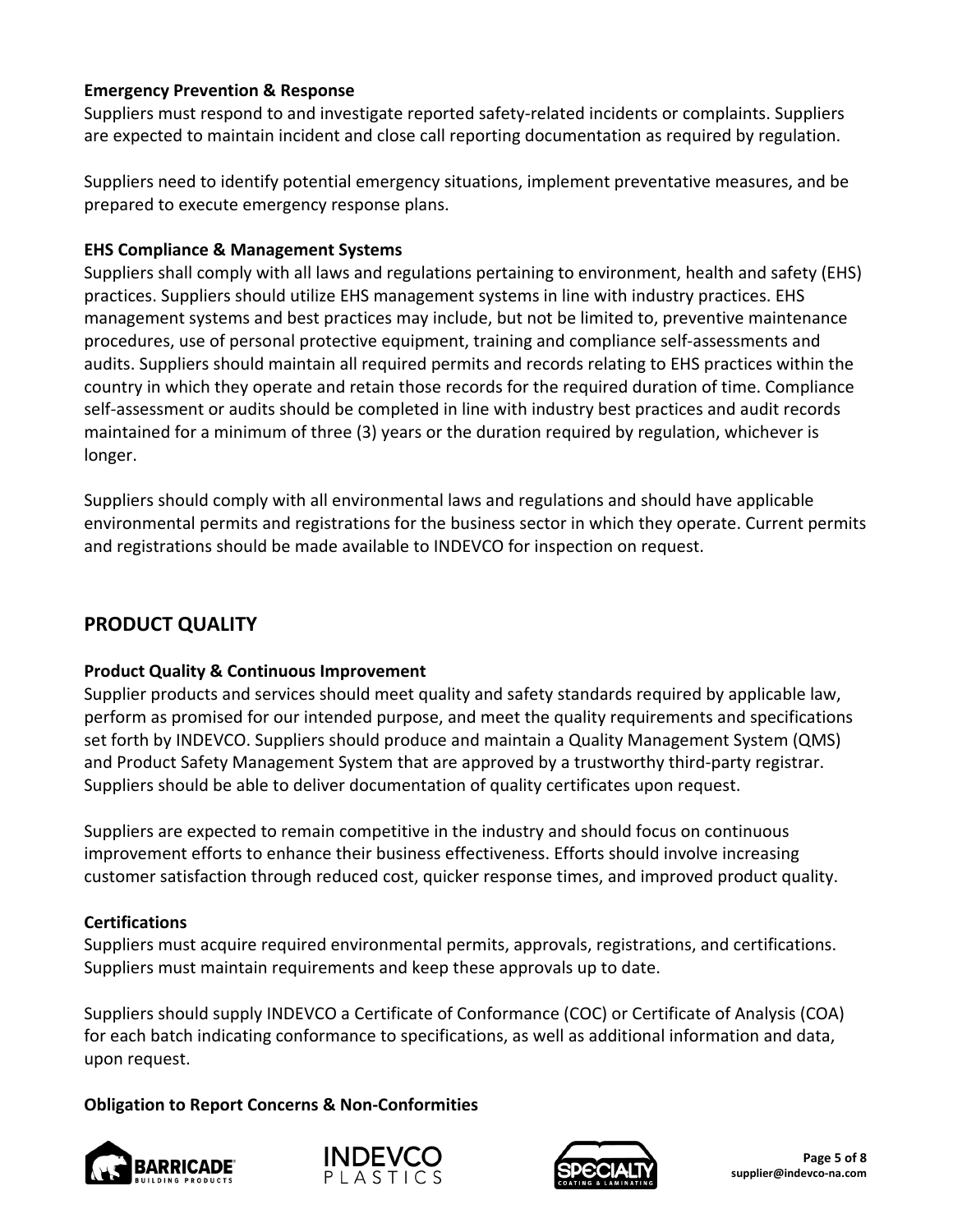**Emergency Prevention & Response**

Suppliers must respond to and investigate reported safety-related incidents or complaints. Suppliers are expected to maintain incident and close call reporting documentation as required by regulation.

Suppliers need to identify potential emergency situations, implement preventative measures, and be prepared to execute emergency response plans.

**EHS Compliance & Management Systems**

Suppliers shall comply with all laws and regulations pertaining to environment, health and safety (EHS) practices. Suppliers should utilize EHS management systems in line with industry practices. EHS management systems and best practices may include, but not be limited to, preventive maintenance procedures, use of personal protective equipment, training and compliance self-assessments and audits. Suppliers should maintain all required permits and records relating to EHS practices within the country in which they operate and retain those records for the required duration of time. Compliance self-assessment or audits should be completed in line with industry best practices and audit records maintained for a minimum of three (3) years or the duration required by regulation, whichever is longer.

Suppliers should comply with all environmental laws and regulations and should have applicable environmental permits and registrations for the business sector in which they operate. Current permits and registrations should be made available to INDEVCO for inspection on request.

## PRODUCT QUALITY

**Product Quality & Continuous Improvement**

Supplier products and services should meet quality and safety standards required by applicable law, perform as promised for our intended purpose, and meet the quality requirements and specifications set forth by INDEVCO. Suppliers should produce and maintain a Quality Management System (QMS) and Product Safety Management System that are approved by a trustworthy third-party registrar. Suppliers should be able to deliver documentation of quality certificates upon request.

Suppliers are expected to remain competitive in the industry and should focus on continuous improvement efforts to enhance their business effectiveness. Efforts should involve increasing customer satisfaction through reduced cost, quicker response times, and improved product quality.

**Certifications**

Suppliers must acquire required environmental permits, approvals, registrations, and certifications. Suppliers must maintain requirements and keep these approvals up to date.

Suppliers should supply INDEVCO a Certificate of Conformance (COC) or Certificate of Analysis (COA) for each batch indicating conformance to specifications, as well as additional information and data, upon request.

**Obligation to Report Concerns & Non-Conformities**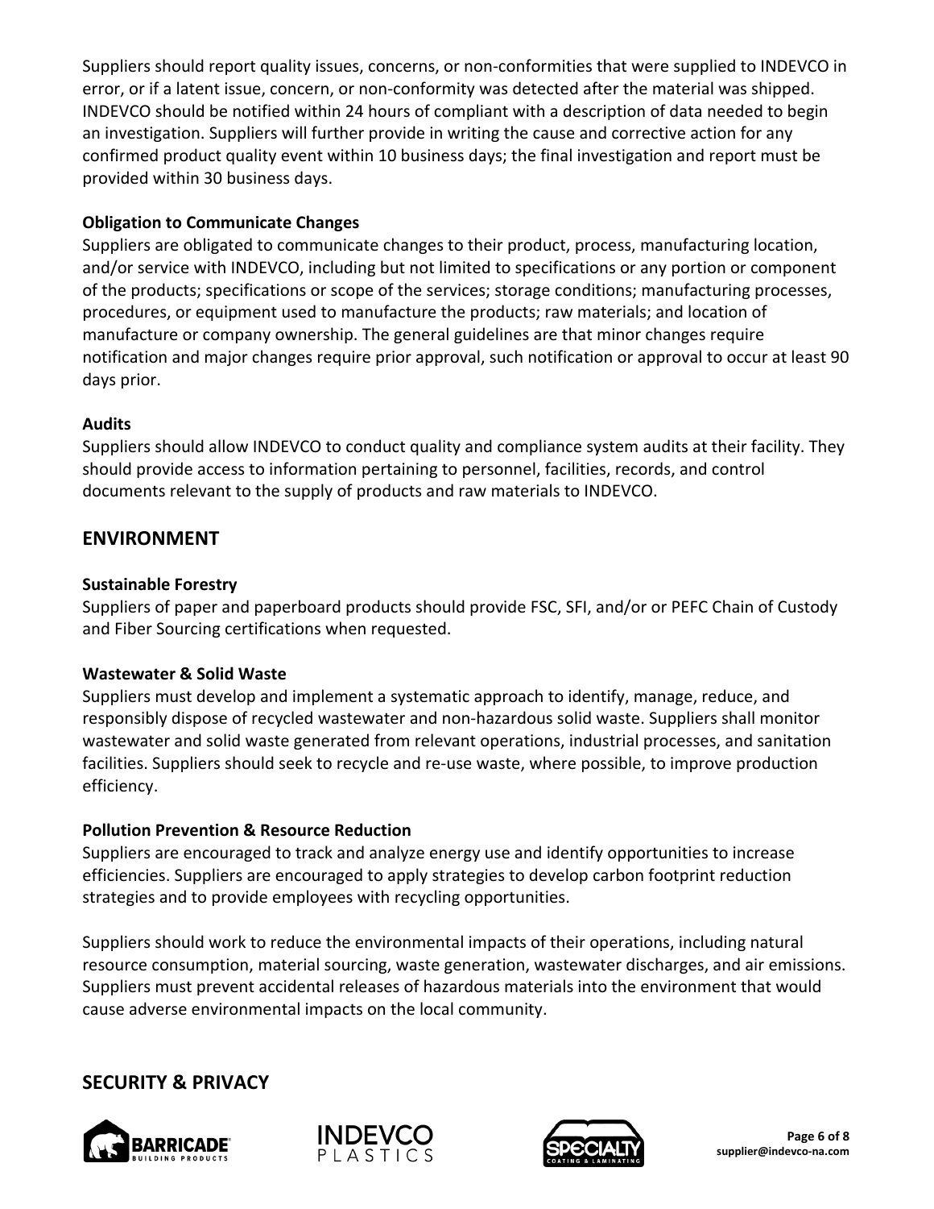Suppliers should report quality issues, concerns, or non-conformities that were supplied to INDEVCO in error, or if a latent issue, concern, or non-conformity was detected after the material was shipped. INDEVCO should be notified within 24 hours of compliant with a description of data needed to begin an investigation. Suppliers will further provide in writing the cause and corrective action for any confirmed product quality event within 10 business days; the final investigation and report must be provided within 30 business days.

### Obligation to Communicate Changes

Suppliers are obligated to communicate changes to their product, process, manufacturing location, and/or service with INDEVCO, including but not limited to specifications or any portion or component of the products; specifications or scope of the services; storage conditions; manufacturing processes, procedures, or equipment used to manufacture the products; raw materials; and location of manufacture or company ownership. The general guidelines are that minor changes require notification and major changes require prior approval, such notification or approval to occur at least 90 days prior.

### Audits

Suppliers should allow INDEVCO to conduct quality and compliance system audits at their facility. They should provide access to information pertaining to personnel, facilities, records, and control documents relevant to the supply of products and raw materials to INDEVCO.

## ENVIRONMENT

### Sustainable Forestry

Suppliers of paper and paperboard products should provide FSC, SFI, and/or or PEFC Chain of Custody and Fiber Sourcing certifications when requested.

### Wastewater & Solid Waste

Suppliers must develop and implement a systematic approach to identify, manage, reduce, and responsibly dispose of recycled wastewater and non-hazardous solid waste. Suppliers shall monitor wastewater and solid waste generated from relevant operations, industrial processes, and sanitation facilities. Suppliers should seek to recycle and re-use waste, where possible, to improve production efficiency.

### Pollution Prevention & Resource Reduction

Suppliers are encouraged to track and analyze energy use and identify opportunities to increase efficiencies. Suppliers are encouraged to apply strategies to develop carbon footprint reduction strategies and to provide employees with recycling opportunities.

Suppliers should work to reduce the environmental impacts of their operations, including natural resource consumption, material sourcing, waste generation, wastewater discharges, and air emissions. Suppliers must prevent accidental releases of hazardous materials into the environment that would cause adverse environmental impacts on the local community.

## SECURITY & PRIVACY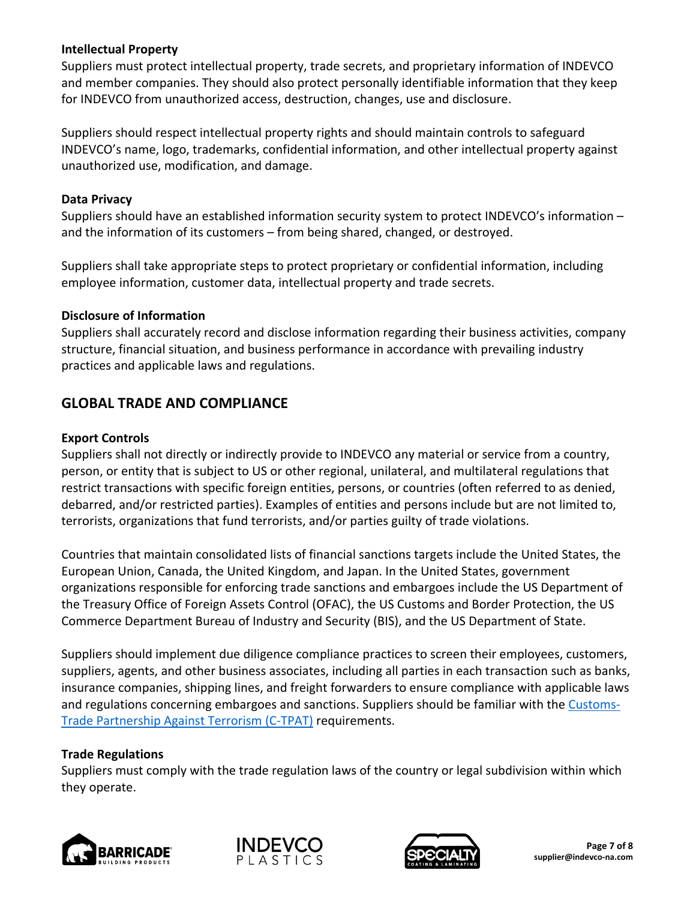**Intellectual Property**

Suppliers must protect intellectual property, trade secrets, and proprietary information of INDEVCO and member companies. They should also protect personally identifiable information that they keep for INDEVCO from unauthorized access, destruction, changes, use and disclosure.

Suppliers should respect intellectual property rights and should maintain controls to safeguard INDEVCO's name, logo, trademarks, confidential information, and other intellectual property against unauthorized use, modification, and damage.

**Data Privacy**

Suppliers should have an established information security system to protect INDEVCO's information – and the information of its customers – from being shared, changed, or destroyed.

Suppliers shall take appropriate steps to protect proprietary or confidential information, including employee information, customer data, intellectual property and trade secrets.

**Disclosure of Information**

Suppliers shall accurately record and disclose information regarding their business activities, company structure, financial situation, and business performance in accordance with prevailing industry practices and applicable laws and regulations.

## GLOBAL TRADE AND COMPLIANCE

**Export Controls**

Suppliers shall not directly or indirectly provide to INDEVCO any material or service from a country, person, or entity that is subject to US or other regional, unilateral, and multilateral regulations that restrict transactions with specific foreign entities, persons, or countries (often referred to as denied, debarred, and/or restricted parties). Examples of entities and persons include but are not limited to, terrorists, organizations that fund terrorists, and/or parties guilty of trade violations.

Countries that maintain consolidated lists of financial sanctions targets include the United States, the European Union, Canada, the United Kingdom, and Japan. In the United States, government organizations responsible for enforcing trade sanctions and embargoes include the US Department of the Treasury Office of Foreign Assets Control (OFAC), the US Customs and Border Protection, the US Commerce Department Bureau of Industry and Security (BIS), and the US Department of State.

Suppliers should implement due diligence compliance practices to screen their employees, customers, suppliers, agents, and other business associates, including all parties in each transaction such as banks, insurance companies, shipping lines, and freight forwarders to ensure compliance with applicable laws and regulations concerning embargoes and sanctions. Suppliers should be familiar with the Customs-Trade Partnership Against Terrorism (C-TPAT) requirements.

**Trade Regulations**

Suppliers must comply with the trade regulation laws of the country or legal subdivision within which they operate.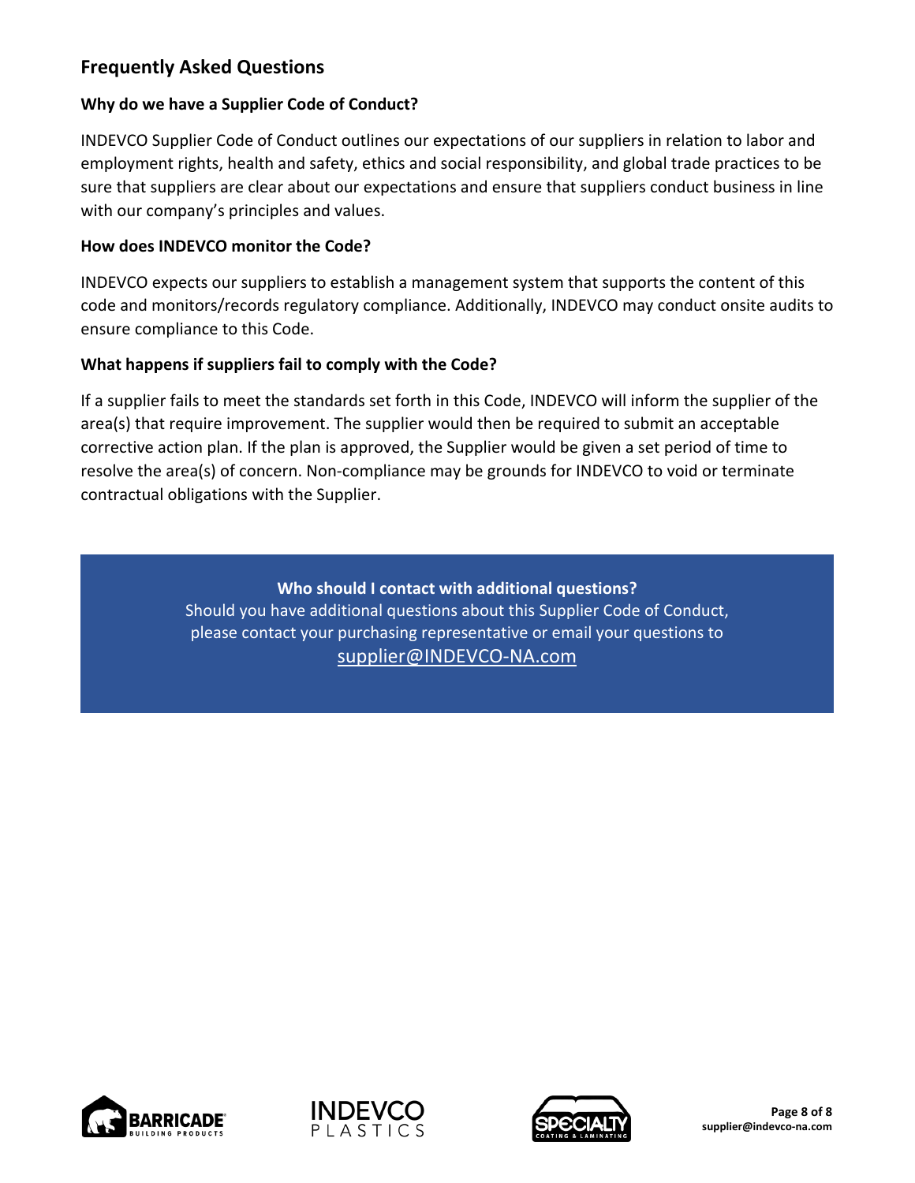## Frequently Asked Questions

**Why do we have a Supplier Code of Conduct?**

INDEVCO Supplier Code of Conduct outlines our expectations of our suppliers in relation to labor and employment rights, health and safety, ethics and social responsibility, and global trade practices to be sure that suppliers are clear about our expectations and ensure that suppliers conduct business in line with our company's principles and values.

**How does INDEVCO monitor the Code?**

INDEVCO expects our suppliers to establish a management system that supports the content of this code and monitors/records regulatory compliance. Additionally, INDEVCO may conduct onsite audits to ensure compliance to this Code.

**What happens if suppliers fail to comply with the Code?**

If a supplier fails to meet the standards set forth in this Code, INDEVCO will inform the supplier of the area(s) that require improvement. The supplier would then be required to submit an acceptable corrective action plan. If the plan is approved, the Supplier would be given a set period of time to resolve the area(s) of concern. Non-compliance may be grounds for INDEVCO to void or terminate contractual obligations with the Supplier.

**Who should I contact with additional questions?**

Should you have additional questions about this Supplier Code of Conduct, please contact your purchasing representative or email your questions to supplier@INDEVCO-NA.com